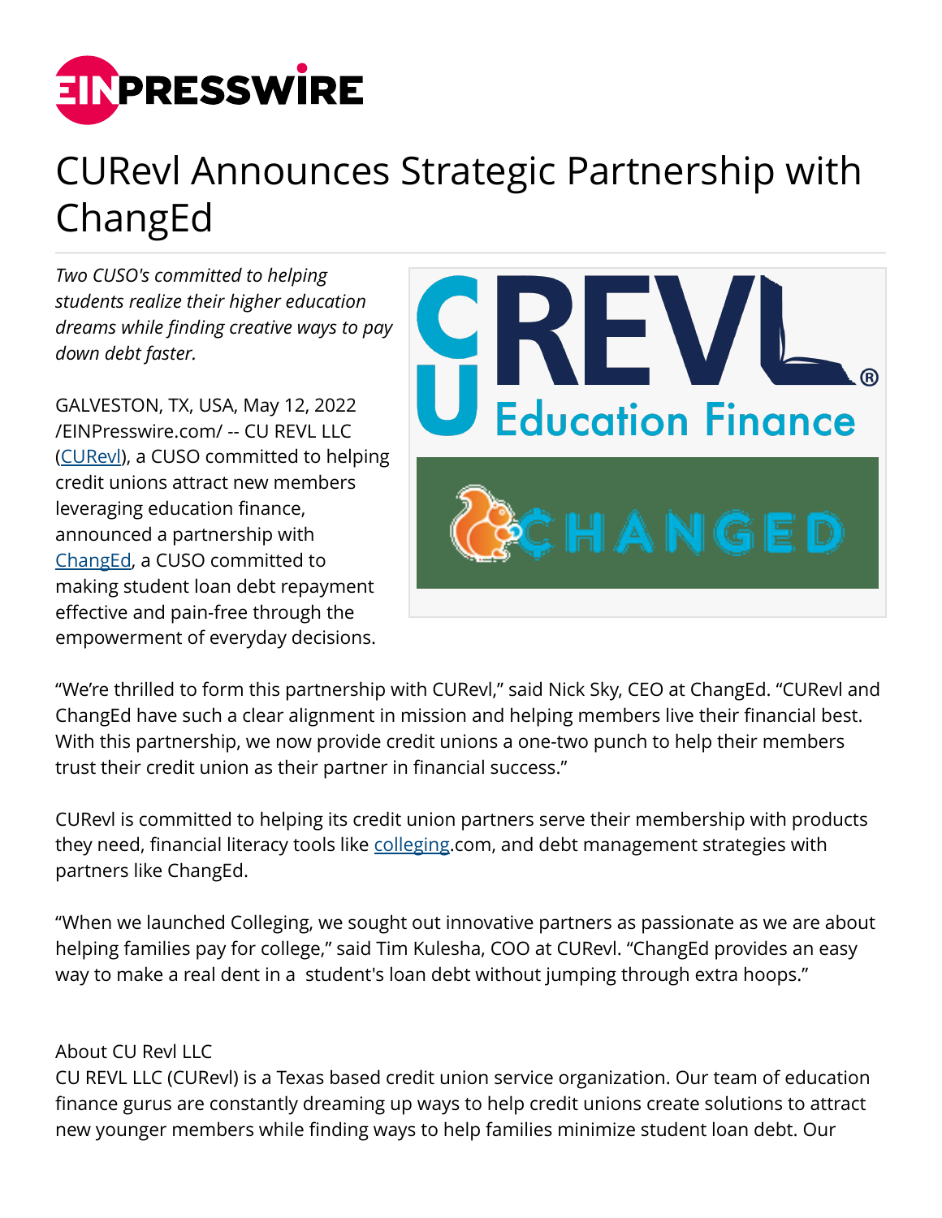# CURevl Announces Strategic Partnership with ChangEd

*Two CUSO's committed to helping students realize their higher education dreams while finding creative ways to pay down debt faster.*

GALVESTON, TX, USA, May 12, 2022 /EINPresswire.com/ -- CU REVL LLC (CURevl), a CUSO committed to helping credit unions attract new members leveraging education finance, announced a partnership with ChangEd, a CUSO committed to making student loan debt repayment effective and pain-free through the empowerment of everyday decisions.

"We're thrilled to form this partnership with CURevl," said Nick Sky, CEO at ChangEd. "CURevl and ChangEd have such a clear alignment in mission and helping members live their financial best. With this partnership, we now provide credit unions a one-two punch to help their members trust their credit union as their partner in financial success."

CURevl is committed to helping its credit union partners serve their membership with products they need, financial literacy tools like colleging.com, and debt management strategies with partners like ChangEd.

"When we launched Colleging, we sought out innovative partners as passionate as we are about helping families pay for college," said Tim Kulesha, COO at CURevl. "ChangEd provides an easy way to make a real dent in a student's loan debt without jumping through extra hoops."

About CU Revl LLC
CU REVL LLC (CURevl) is a Texas based credit union service organization. Our team of education finance gurus are constantly dreaming up ways to help credit unions create solutions to attract new younger members while finding ways to help families minimize student loan debt. Our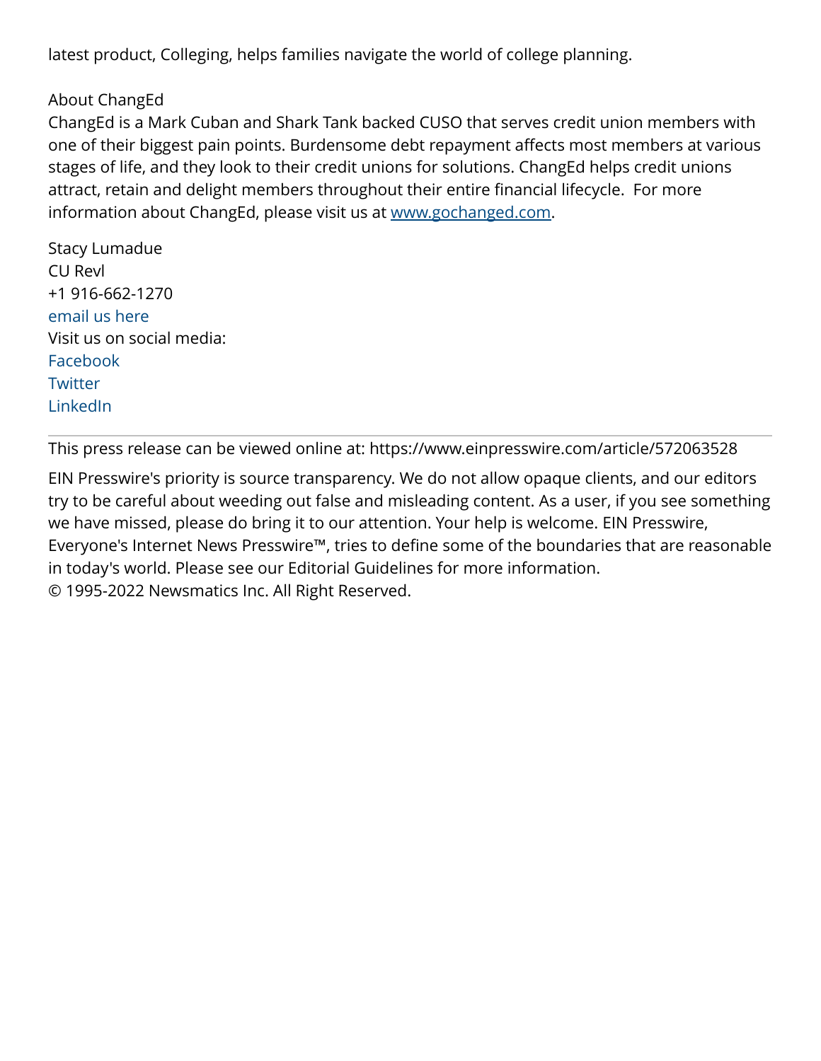latest product, Colleging, helps families navigate the world of college planning.

About ChangEd
ChangEd is a Mark Cuban and Shark Tank backed CUSO that serves credit union members with one of their biggest pain points. Burdensome debt repayment affects most members at various stages of life, and they look to their credit unions for solutions. ChangEd helps credit unions attract, retain and delight members throughout their entire financial lifecycle. For more information about ChangEd, please visit us at [www.gochanged.com](www.gochanged.com).

Stacy Lumadue
CU Revl
+1 916-662-1270
email us here
Visit us on social media:
Facebook
Twitter
LinkedIn

---

This press release can be viewed online at: https://www.einpresswire.com/article/572063528

EIN Presswire's priority is source transparency. We do not allow opaque clients, and our editors try to be careful about weeding out false and misleading content. As a user, if you see something we have missed, please do bring it to our attention. Your help is welcome. EIN Presswire, Everyone's Internet News Presswire™, tries to define some of the boundaries that are reasonable in today's world. Please see our Editorial Guidelines for more information.
© 1995-2022 Newsmatics Inc. All Right Reserved.